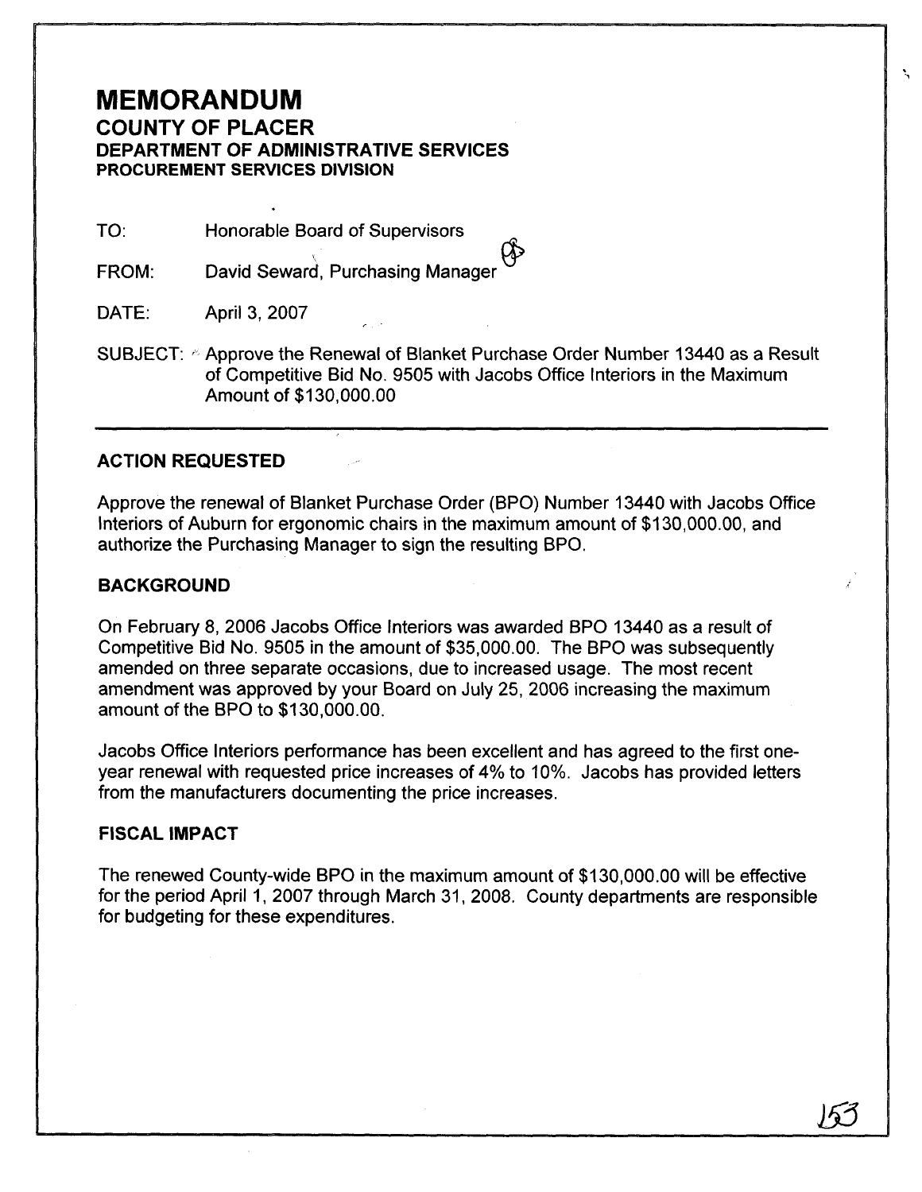# MEMORANDUM

## COUNTY OF PLACER

### DEPARTMENT OF ADMINISTRATIVE SERVICES

#### PROCUREMENT SERVICES DIVISION

TO: Honorable Board of Supervisors

FROM: David Seward, Purchasing Manager

DATE: April 3, 2007

SUBJECT: Approve the Renewal of Blanket Purchase Order Number 13440 as a Result of Competitive Bid No. 9505 with Jacobs Office Interiors in the Maximum Amount of $130,000.00

---

**ACTION REQUESTED**

Approve the renewal of Blanket Purchase Order (BPO) Number 13440 with Jacobs Office Interiors of Auburn for ergonomic chairs in the maximum amount of $130,000.00, and authorize the Purchasing Manager to sign the resulting BPO.

**BACKGROUND**

On February 8, 2006 Jacobs Office Interiors was awarded BPO 13440 as a result of Competitive Bid No. 9505 in the amount of $35,000.00. The BPO was subsequently amended on three separate occasions, due to increased usage. The most recent amendment was approved by your Board on July 25, 2006 increasing the maximum amount of the BPO to $130,000.00.

Jacobs Office Interiors performance has been excellent and has agreed to the first one-year renewal with requested price increases of 4% to 10%. Jacobs has provided letters from the manufacturers documenting the price increases.

**FISCAL IMPACT**

The renewed County-wide BPO in the maximum amount of $130,000.00 will be effective for the period April 1, 2007 through March 31, 2008. County departments are responsible for budgeting for these expenditures.